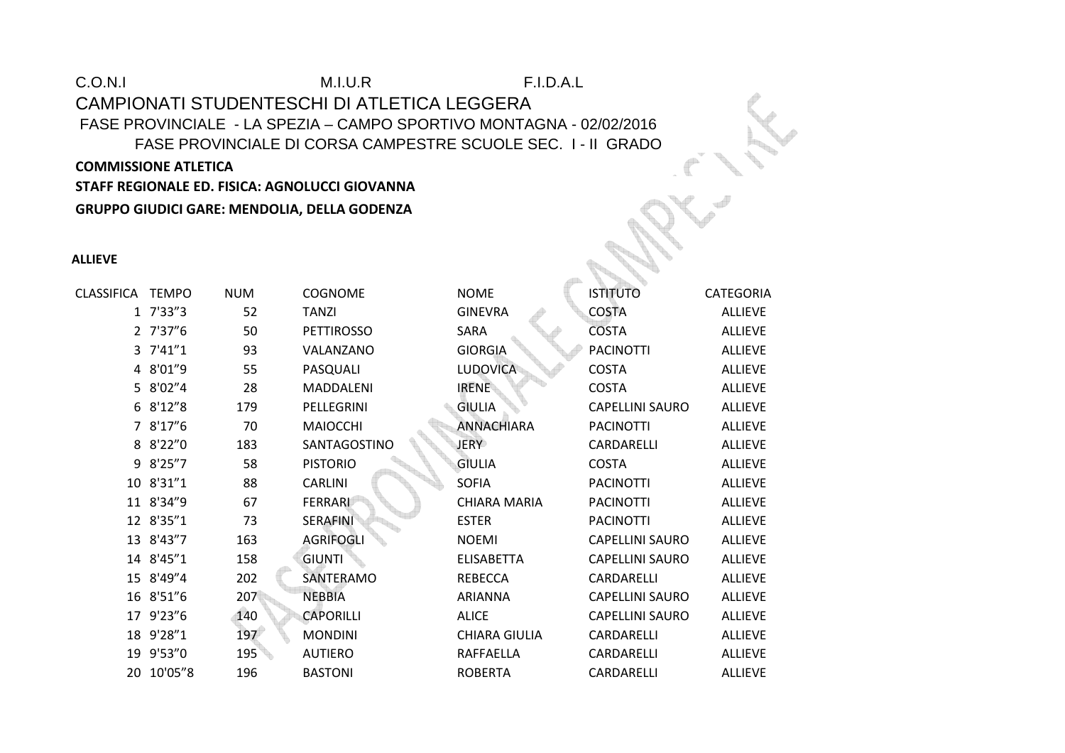C.O.N.I M.I.U.R F.I.D.A.L

CAMPIONATI STUDENTESCHI DI ATLETICA LEGGERA

FASE PROVINCIALE - LA SPEZIA – CAMPO SPORTIVO MONTAGNA - 02/02/2016

FASE PROVINCIALE DI CORSA CAMPESTRE SCUOLE SEC. I - II GRADO

**COMMISSIONE ATLETICA**

**STAFF REGIONALE ED. FISICA: AGNOLUCCI GIOVANNA**

**GRUPPO GIUDICI GARE: MENDOLIA, DELLA GODENZA**

**ALLIEVE**

| CLASSIFICA | TEMPO | NUM | COGNOME | NOME | ISTITUTO | CATEGORIA |
|---|---|---|---|---|---|---|
| 1 | 7'33"3 | 52 | TANZI | GINEVRA | COSTA | ALLIEVE |
| 2 | 7'37"6 | 50 | PETTIROSSO | SARA | COSTA | ALLIEVE |
| 3 | 7'41"1 | 93 | VALANZANO | GIORGIA | PACINOTTI | ALLIEVE |
| 4 | 8'01"9 | 55 | PASQUALI | LUDOVICA | COSTA | ALLIEVE |
| 5 | 8'02"4 | 28 | MADDALENI | IRENE | COSTA | ALLIEVE |
| 6 | 8'12"8 | 179 | PELLEGRINI | GIULIA | CAPELLINI SAURO | ALLIEVE |
| 7 | 8'17"6 | 70 | MAIOCCHI | ANNACHIARA | PACINOTTI | ALLIEVE |
| 8 | 8'22"0 | 183 | SANTAGOSTINO | JERY | CARDARELLI | ALLIEVE |
| 9 | 8'25"7 | 58 | PISTORIO | GIULIA | COSTA | ALLIEVE |
| 10 | 8'31"1 | 88 | CARLINI | SOFIA | PACINOTTI | ALLIEVE |
| 11 | 8'34"9 | 67 | FERRARI | CHIARA MARIA | PACINOTTI | ALLIEVE |
| 12 | 8'35"1 | 73 | SERAFINI | ESTER | PACINOTTI | ALLIEVE |
| 13 | 8'43"7 | 163 | AGRIFOGLI | NOEMI | CAPELLINI SAURO | ALLIEVE |
| 14 | 8'45"1 | 158 | GIUNTI | ELISABETTA | CAPELLINI SAURO | ALLIEVE |
| 15 | 8'49"4 | 202 | SANTERAMO | REBECCA | CARDARELLI | ALLIEVE |
| 16 | 8'51"6 | 207 | NEBBIA | ARIANNA | CAPELLINI SAURO | ALLIEVE |
| 17 | 9'23"6 | 140 | CAPORILLI | ALICE | CAPELLINI SAURO | ALLIEVE |
| 18 | 9'28"1 | 197 | MONDINI | CHIARA GIULIA | CARDARELLI | ALLIEVE |
| 19 | 9'53"0 | 195 | AUTIERO | RAFFAELLA | CARDARELLI | ALLIEVE |
| 20 | 10'05"8 | 196 | BASTONI | ROBERTA | CARDARELLI | ALLIEVE |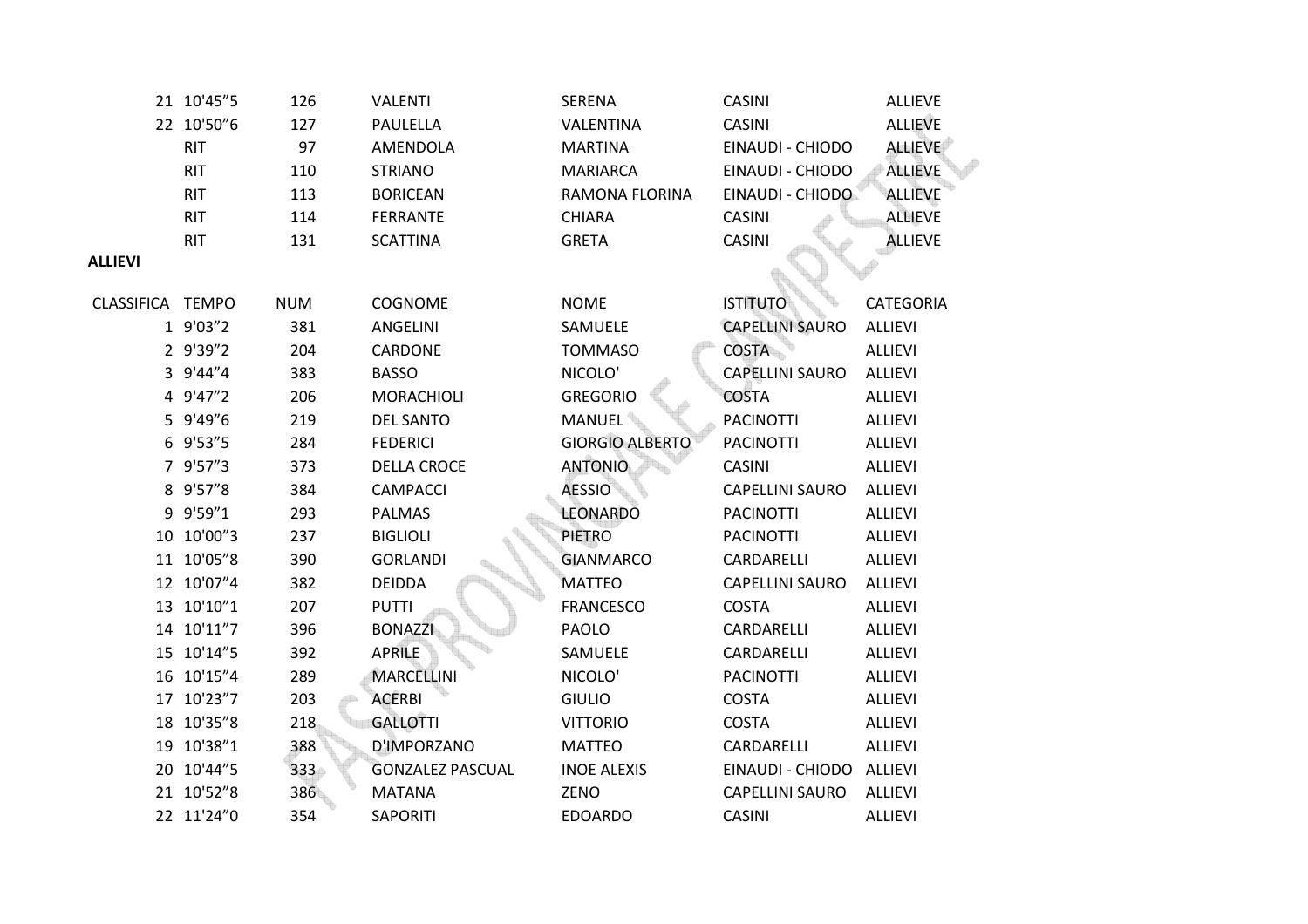| | | | | | | |
|---|---|---|---|---|---|---|
| 21 | 10'45"5 | 126 | VALENTI | SERENA | CASINI | ALLIEVE |
| 22 | 10'50"6 | 127 | PAULELLA | VALENTINA | CASINI | ALLIEVE |
| RIT | | 97 | AMENDOLA | MARTINA | EINAUDI - CHIODO | ALLIEVE |
| RIT | | 110 | STRIANO | MARIARCA | EINAUDI - CHIODO | ALLIEVE |
| RIT | | 113 | BORICEAN | RAMONA FLORINA | EINAUDI - CHIODO | ALLIEVE |
| RIT | | 114 | FERRANTE | CHIARA | CASINI | ALLIEVE |
| RIT | | 131 | SCATTINA | GRETA | CASINI | ALLIEVE |

**ALLIEVI**

| CLASSIFICA | TEMPO | NUM | COGNOME | NOME | ISTITUTO | CATEGORIA |
|---|---|---|---|---|---|---|
| 1 | 9'03"2 | 381 | ANGELINI | SAMUELE | CAPELLINI SAURO | ALLIEVI |
| 2 | 9'39"2 | 204 | CARDONE | TOMMASO | COSTA | ALLIEVI |
| 3 | 9'44"4 | 383 | BASSO | NICOLO' | CAPELLINI SAURO | ALLIEVI |
| 4 | 9'47"2 | 206 | MORACHIOLI | GREGORIO | COSTA | ALLIEVI |
| 5 | 9'49"6 | 219 | DEL SANTO | MANUEL | PACINOTTI | ALLIEVI |
| 6 | 9'53"5 | 284 | FEDERICI | GIORGIO ALBERTO | PACINOTTI | ALLIEVI |
| 7 | 9'57"3 | 373 | DELLA CROCE | ANTONIO | CASINI | ALLIEVI |
| 8 | 9'57"8 | 384 | CAMPACCI | AESSIO | CAPELLINI SAURO | ALLIEVI |
| 9 | 9'59"1 | 293 | PALMAS | LEONARDO | PACINOTTI | ALLIEVI |
| 10 | 10'00"3 | 237 | BIGLIOLI | PIETRO | PACINOTTI | ALLIEVI |
| 11 | 10'05"8 | 390 | GORLANDI | GIANMARCO | CARDARELLI | ALLIEVI |
| 12 | 10'07"4 | 382 | DEIDDA | MATTEO | CAPELLINI SAURO | ALLIEVI |
| 13 | 10'10"1 | 207 | PUTTI | FRANCESCO | COSTA | ALLIEVI |
| 14 | 10'11"7 | 396 | BONAZZI | PAOLO | CARDARELLI | ALLIEVI |
| 15 | 10'14"5 | 392 | APRILE | SAMUELE | CARDARELLI | ALLIEVI |
| 16 | 10'15"4 | 289 | MARCELLINI | NICOLO' | PACINOTTI | ALLIEVI |
| 17 | 10'23"7 | 203 | ACERBI | GIULIO | COSTA | ALLIEVI |
| 18 | 10'35"8 | 218 | GALLOTTI | VITTORIO | COSTA | ALLIEVI |
| 19 | 10'38"1 | 388 | D'IMPORZANO | MATTEO | CARDARELLI | ALLIEVI |
| 20 | 10'44"5 | 333 | GONZALEZ PASCUAL | INOE ALEXIS | EINAUDI - CHIODO | ALLIEVI |
| 21 | 10'52"8 | 386 | MATANA | ZENO | CAPELLINI SAURO | ALLIEVI |
| 22 | 11'24"0 | 354 | SAPORITI | EDOARDO | CASINI | ALLIEVI |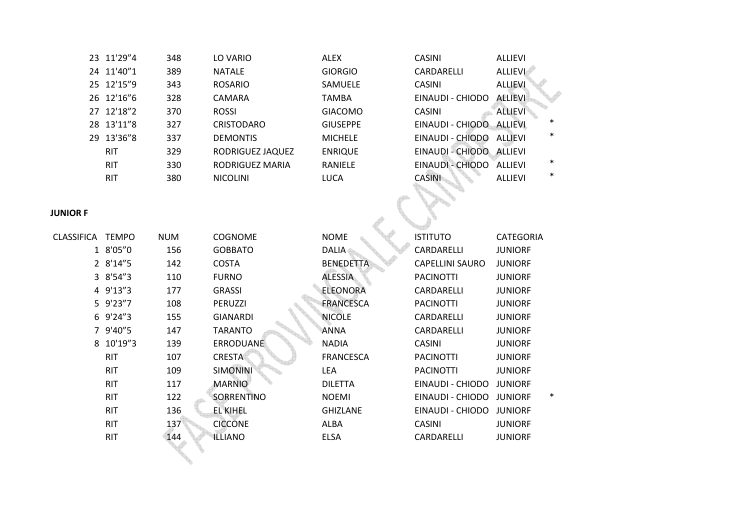| | | | | | | | |
|---|---|---|---|---|---|---|---|
| 23 | 11'29"4 | 348 | LO VARIO | ALEX | CASINI | ALLIEVI | |
| 24 | 11'40"1 | 389 | NATALE | GIORGIO | CARDARELLI | ALLIEVI | |
| 25 | 12'15"9 | 343 | ROSARIO | SAMUELE | CASINI | ALLIEVI | |
| 26 | 12'16"6 | 328 | CAMARA | TAMBA | EINAUDI - CHIODO | ALLIEVI | |
| 27 | 12'18"2 | 370 | ROSSI | GIACOMO | CASINI | ALLIEVI | |
| 28 | 13'11"8 | 327 | CRISTODARO | GIUSEPPE | EINAUDI - CHIODO | ALLIEVI | * |
| 29 | 13'36"8 | 337 | DEMONTIS | MICHELE | EINAUDI - CHIODO | ALLIEVI | * |
| | RIT | 329 | RODRIGUEZ JAQUEZ | ENRIQUE | EINAUDI - CHIODO | ALLIEVI | |
| | RIT | 330 | RODRIGUEZ MARIA | RANIELE | EINAUDI - CHIODO | ALLIEVI | * |
| | RIT | 380 | NICOLINI | LUCA | CASINI | ALLIEVI | * |

**JUNIOR F**

| CLASSIFICA | TEMPO | NUM | COGNOME | NOME | ISTITUTO | CATEGORIA | |
|---|---|---|---|---|---|---|---|
| 1 | 8'05"0 | 156 | GOBBATO | DALIA | CARDARELLI | JUNIORF | |
| 2 | 8'14"5 | 142 | COSTA | BENEDETTA | CAPELLINI SAURO | JUNIORF | |
| 3 | 8'54"3 | 110 | FURNO | ALESSIA | PACINOTTI | JUNIORF | |
| 4 | 9'13"3 | 177 | GRASSI | ELEONORA | CARDARELLI | JUNIORF | |
| 5 | 9'23"7 | 108 | PERUZZI | FRANCESCA | PACINOTTI | JUNIORF | |
| 6 | 9'24"3 | 155 | GIANARDI | NICOLE | CARDARELLI | JUNIORF | |
| 7 | 9'40"5 | 147 | TARANTO | ANNA | CARDARELLI | JUNIORF | |
| 8 | 10'19"3 | 139 | ERRODUANE | NADIA | CASINI | JUNIORF | |
| | RIT | 107 | CRESTA | FRANCESCA | PACINOTTI | JUNIORF | |
| | RIT | 109 | SIMONINI | LEA | PACINOTTI | JUNIORF | |
| | RIT | 117 | MARNIO | DILETTA | EINAUDI - CHIODO | JUNIORF | |
| | RIT | 122 | SORRENTINO | NOEMI | EINAUDI - CHIODO | JUNIORF | * |
| | RIT | 136 | EL KIHEL | GHIZLANE | EINAUDI - CHIODO | JUNIORF | |
| | RIT | 137 | CICCONE | ALBA | CASINI | JUNIORF | |
| | RIT | 144 | ILLIANO | ELSA | CARDARELLI | JUNIORF | |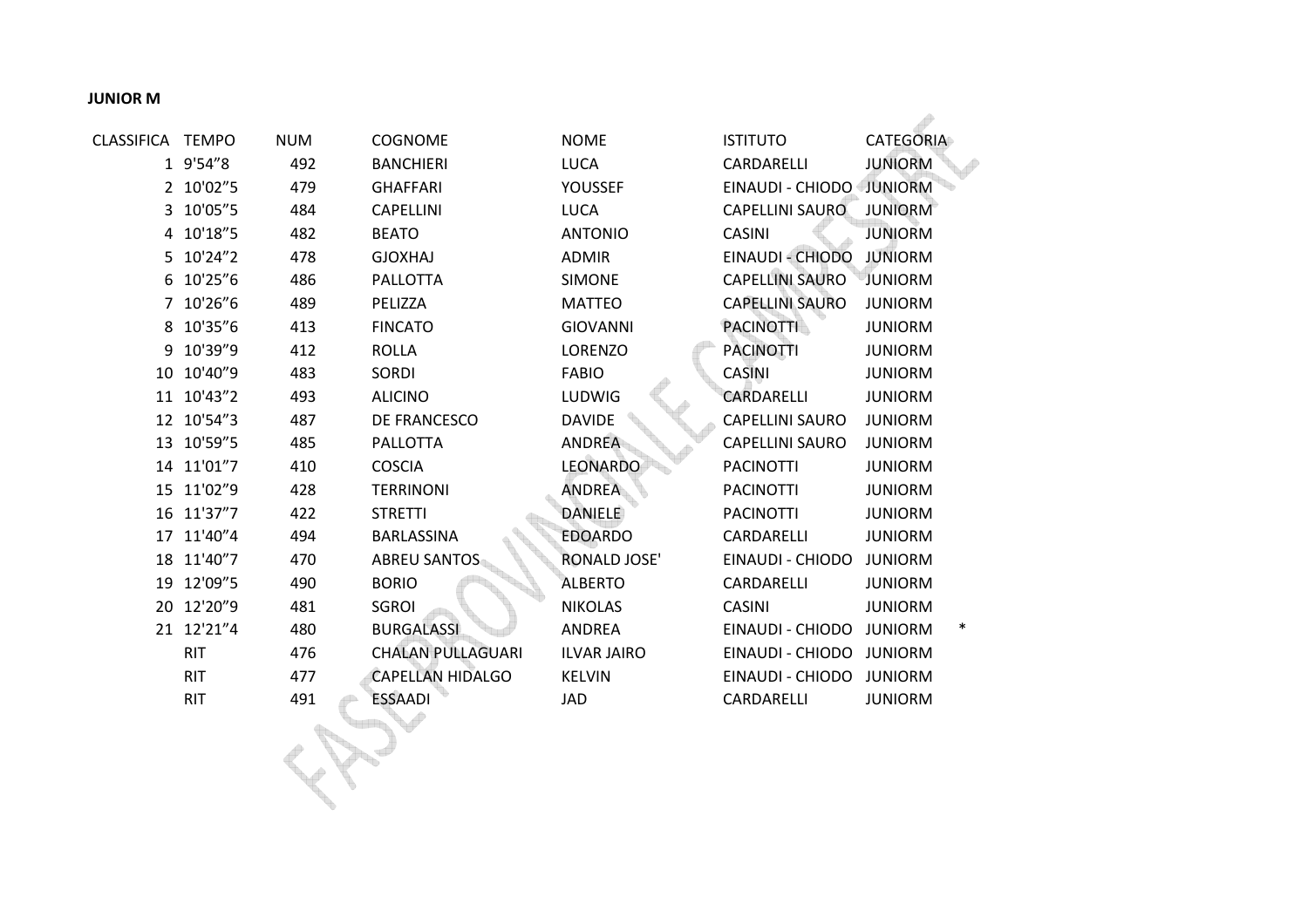**JUNIOR M**

| CLASSIFICA | TEMPO | NUM | COGNOME | NOME | ISTITUTO | CATEGORIA | |
|---|---|---|---|---|---|---|---|
| 1 | 9'54"8 | 492 | BANCHIERI | LUCA | CARDARELLI | JUNIORM | |
| 2 | 10'02"5 | 479 | GHAFFARI | YOUSSEF | EINAUDI - CHIODO | JUNIORM | |
| 3 | 10'05"5 | 484 | CAPELLINI | LUCA | CAPELLINI SAURO | JUNIORM | |
| 4 | 10'18"5 | 482 | BEATO | ANTONIO | CASINI | JUNIORM | |
| 5 | 10'24"2 | 478 | GJOXHAJ | ADMIR | EINAUDI - CHIODO | JUNIORM | |
| 6 | 10'25"6 | 486 | PALLOTTA | SIMONE | CAPELLINI SAURO | JUNIORM | |
| 7 | 10'26"6 | 489 | PELIZZA | MATTEO | CAPELLINI SAURO | JUNIORM | |
| 8 | 10'35"6 | 413 | FINCATO | GIOVANNI | PACINOTTI | JUNIORM | |
| 9 | 10'39"9 | 412 | ROLLA | LORENZO | PACINOTTI | JUNIORM | |
| 10 | 10'40"9 | 483 | SORDI | FABIO | CASINI | JUNIORM | |
| 11 | 10'43"2 | 493 | ALICINO | LUDWIG | CARDARELLI | JUNIORM | |
| 12 | 10'54"3 | 487 | DE FRANCESCO | DAVIDE | CAPELLINI SAURO | JUNIORM | |
| 13 | 10'59"5 | 485 | PALLOTTA | ANDREA | CAPELLINI SAURO | JUNIORM | |
| 14 | 11'01"7 | 410 | COSCIA | LEONARDO | PACINOTTI | JUNIORM | |
| 15 | 11'02"9 | 428 | TERRINONI | ANDREA | PACINOTTI | JUNIORM | |
| 16 | 11'37"7 | 422 | STRETTI | DANIELE | PACINOTTI | JUNIORM | |
| 17 | 11'40"4 | 494 | BARLASSINA | EDOARDO | CARDARELLI | JUNIORM | |
| 18 | 11'40"7 | 470 | ABREU SANTOS | RONALD JOSE' | EINAUDI - CHIODO | JUNIORM | |
| 19 | 12'09"5 | 490 | BORIO | ALBERTO | CARDARELLI | JUNIORM | |
| 20 | 12'20"9 | 481 | SGROI | NIKOLAS | CASINI | JUNIORM | |
| 21 | 12'21"4 | 480 | BURGALASSI | ANDREA | EINAUDI - CHIODO | JUNIORM | * |
| | RIT | 476 | CHALAN PULLAGUARI | ILVAR JAIRO | EINAUDI - CHIODO | JUNIORM | |
| | RIT | 477 | CAPELLAN HIDALGO | KELVIN | EINAUDI - CHIODO | JUNIORM | |
| | RIT | 491 | ESSAADI | JAD | CARDARELLI | JUNIORM | |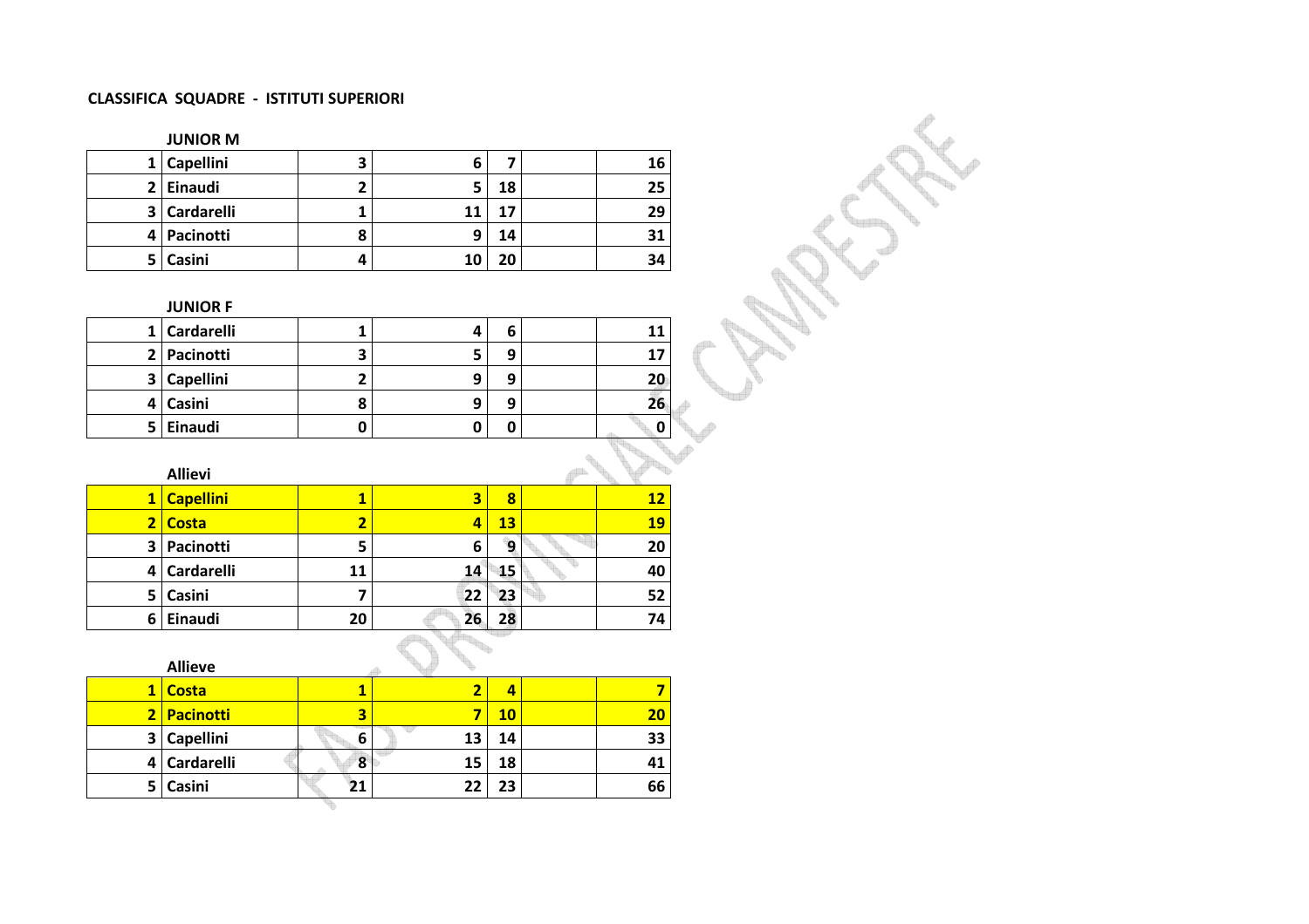**CLASSIFICA SQUADRE - ISTITUTI SUPERIORI**

**JUNIOR M**

| | | | | | | |
|---|---|---|---|---|---|---|
| 1 | Capellini | 3 | 6 | 7 | | 16 |
| 2 | Einaudi | 2 | 5 | 18 | | 25 |
| 3 | Cardarelli | 1 | 11 | 17 | | 29 |
| 4 | Pacinotti | 8 | 9 | 14 | | 31 |
| 5 | Casini | 4 | 10 | 20 | | 34 |

**JUNIOR F**

| | | | | | | |
|---|---|---|---|---|---|---|
| 1 | Cardarelli | 1 | 4 | 6 | | 11 |
| 2 | Pacinotti | 3 | 5 | 9 | | 17 |
| 3 | Capellini | 2 | 9 | 9 | | 20 |
| 4 | Casini | 8 | 9 | 9 | | 26 |
| 5 | Einaudi | 0 | 0 | 0 | | 0 |

**Allievi**

| | | | | | | |
|---|---|---|---|---|---|---|
| 1 | Capellini | 1 | 3 | 8 | | 12 |
| 2 | Costa | 2 | 4 | 13 | | 19 |
| 3 | Pacinotti | 5 | 6 | 9 | | 20 |
| 4 | Cardarelli | 11 | 14 | 15 | | 40 |
| 5 | Casini | 7 | 22 | 23 | | 52 |
| 6 | Einaudi | 20 | 26 | 28 | | 74 |

**Allieve**

| | | | | | | |
|---|---|---|---|---|---|---|
| 1 | Costa | 1 | 2 | 4 | | 7 |
| 2 | Pacinotti | 3 | 7 | 10 | | 20 |
| 3 | Capellini | 6 | 13 | 14 | | 33 |
| 4 | Cardarelli | 8 | 15 | 18 | | 41 |
| 5 | Casini | 21 | 22 | 23 | | 66 |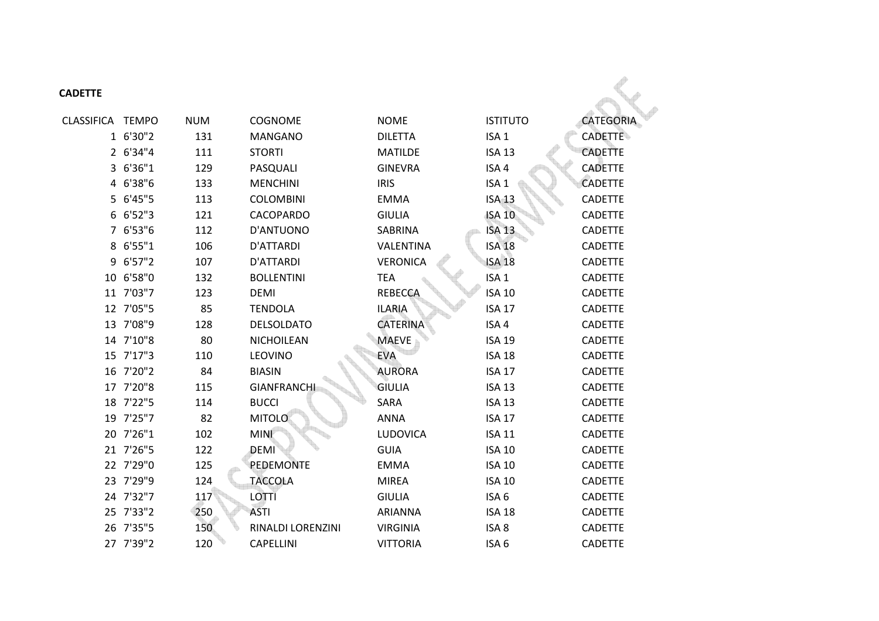**CADETTE**

| CLASSIFICA | TEMPO | NUM | COGNOME | NOME | ISTITUTO | CATEGORIA |
|---|---|---|---|---|---|---|
| 1 | 6'30"2 | 131 | MANGANO | DILETTA | ISA 1 | CADETTE |
| 2 | 6'34"4 | 111 | STORTI | MATILDE | ISA 13 | CADETTE |
| 3 | 6'36"1 | 129 | PASQUALI | GINEVRA | ISA 4 | CADETTE |
| 4 | 6'38"6 | 133 | MENCHINI | IRIS | ISA 1 | CADETTE |
| 5 | 6'45"5 | 113 | COLOMBINI | EMMA | ISA 13 | CADETTE |
| 6 | 6'52"3 | 121 | CACOPARDO | GIULIA | ISA 10 | CADETTE |
| 7 | 6'53"6 | 112 | D'ANTUONO | SABRINA | ISA 13 | CADETTE |
| 8 | 6'55"1 | 106 | D'ATTARDI | VALENTINA | ISA 18 | CADETTE |
| 9 | 6'57"2 | 107 | D'ATTARDI | VERONICA | ISA 18 | CADETTE |
| 10 | 6'58"0 | 132 | BOLLENTINI | TEA | ISA 1 | CADETTE |
| 11 | 7'03"7 | 123 | DEMI | REBECCA | ISA 10 | CADETTE |
| 12 | 7'05"5 | 85 | TENDOLA | ILARIA | ISA 17 | CADETTE |
| 13 | 7'08"9 | 128 | DELSOLDATO | CATERINA | ISA 4 | CADETTE |
| 14 | 7'10"8 | 80 | NICHOILEAN | MAEVE | ISA 19 | CADETTE |
| 15 | 7'17"3 | 110 | LEOVINO | EVA | ISA 18 | CADETTE |
| 16 | 7'20"2 | 84 | BIASIN | AURORA | ISA 17 | CADETTE |
| 17 | 7'20"8 | 115 | GIANFRANCHI | GIULIA | ISA 13 | CADETTE |
| 18 | 7'22"5 | 114 | BUCCI | SARA | ISA 13 | CADETTE |
| 19 | 7'25"7 | 82 | MITOLO | ANNA | ISA 17 | CADETTE |
| 20 | 7'26"1 | 102 | MINI | LUDOVICA | ISA 11 | CADETTE |
| 21 | 7'26"5 | 122 | DEMI | GUIA | ISA 10 | CADETTE |
| 22 | 7'29"0 | 125 | PEDEMONTE | EMMA | ISA 10 | CADETTE |
| 23 | 7'29"9 | 124 | TACCOLA | MIREA | ISA 10 | CADETTE |
| 24 | 7'32"7 | 117 | LOTTI | GIULIA | ISA 6 | CADETTE |
| 25 | 7'33"2 | 250 | ASTI | ARIANNA | ISA 18 | CADETTE |
| 26 | 7'35"5 | 150 | RINALDI LORENZINI | VIRGINIA | ISA 8 | CADETTE |
| 27 | 7'39"2 | 120 | CAPELLINI | VITTORIA | ISA 6 | CADETTE |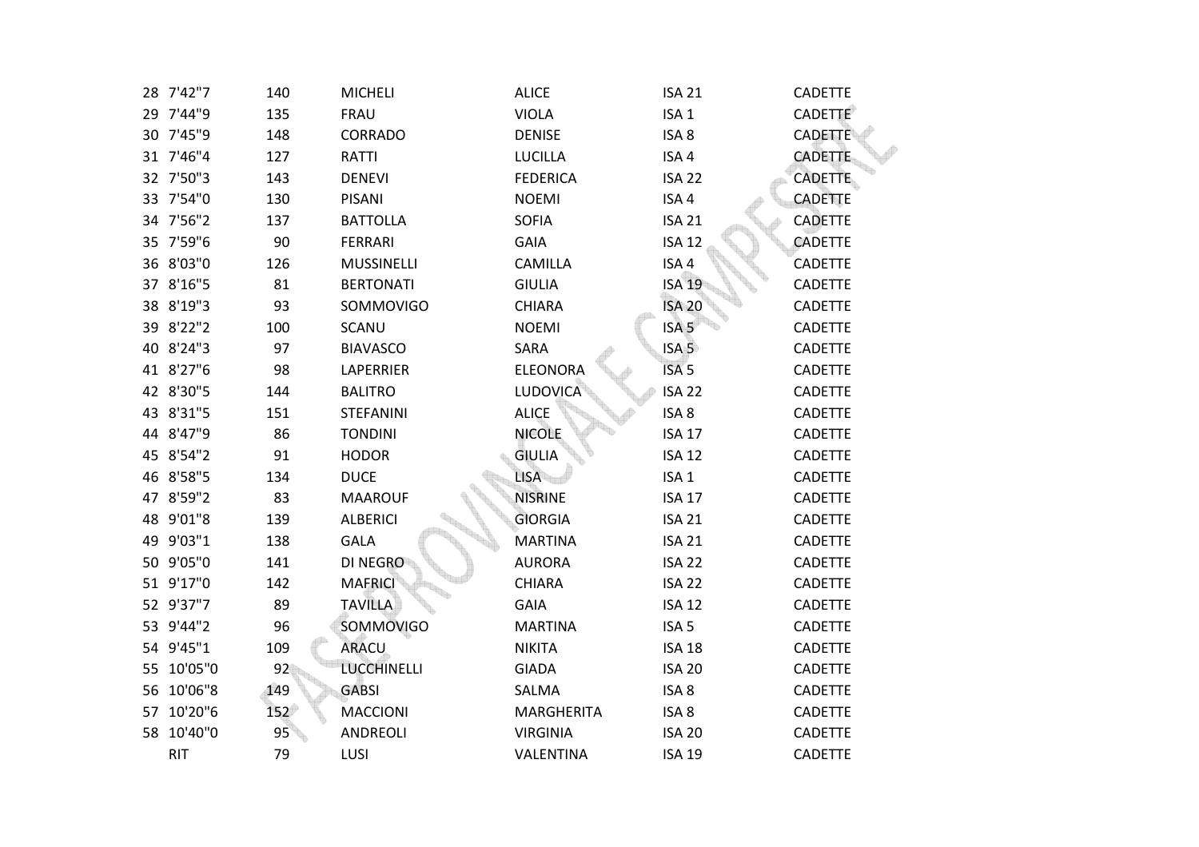| | | | | | | |
|---|---|---|---|---|---|---|
| 28 | 7'42"7 | 140 | MICHELI | ALICE | ISA 21 | CADETTE |
| 29 | 7'44"9 | 135 | FRAU | VIOLA | ISA 1 | CADETTE |
| 30 | 7'45"9 | 148 | CORRADO | DENISE | ISA 8 | CADETTE |
| 31 | 7'46"4 | 127 | RATTI | LUCILLA | ISA 4 | CADETTE |
| 32 | 7'50"3 | 143 | DENEVI | FEDERICA | ISA 22 | CADETTE |
| 33 | 7'54"0 | 130 | PISANI | NOEMI | ISA 4 | CADETTE |
| 34 | 7'56"2 | 137 | BATTOLLA | SOFIA | ISA 21 | CADETTE |
| 35 | 7'59"6 | 90 | FERRARI | GAIA | ISA 12 | CADETTE |
| 36 | 8'03"0 | 126 | MUSSINELLI | CAMILLA | ISA 4 | CADETTE |
| 37 | 8'16"5 | 81 | BERTONATI | GIULIA | ISA 19 | CADETTE |
| 38 | 8'19"3 | 93 | SOMMOVIGO | CHIARA | ISA 20 | CADETTE |
| 39 | 8'22"2 | 100 | SCANU | NOEMI | ISA 5 | CADETTE |
| 40 | 8'24"3 | 97 | BIAVASCO | SARA | ISA 5 | CADETTE |
| 41 | 8'27"6 | 98 | LAPERRIER | ELEONORA | ISA 5 | CADETTE |
| 42 | 8'30"5 | 144 | BALITRO | LUDOVICA | ISA 22 | CADETTE |
| 43 | 8'31"5 | 151 | STEFANINI | ALICE | ISA 8 | CADETTE |
| 44 | 8'47"9 | 86 | TONDINI | NICOLE | ISA 17 | CADETTE |
| 45 | 8'54"2 | 91 | HODOR | GIULIA | ISA 12 | CADETTE |
| 46 | 8'58"5 | 134 | DUCE | LISA | ISA 1 | CADETTE |
| 47 | 8'59"2 | 83 | MAAROUF | NISRINE | ISA 17 | CADETTE |
| 48 | 9'01"8 | 139 | ALBERICI | GIORGIA | ISA 21 | CADETTE |
| 49 | 9'03"1 | 138 | GALA | MARTINA | ISA 21 | CADETTE |
| 50 | 9'05"0 | 141 | DI NEGRO | AURORA | ISA 22 | CADETTE |
| 51 | 9'17"0 | 142 | MAFRICI | CHIARA | ISA 22 | CADETTE |
| 52 | 9'37"7 | 89 | TAVILLA | GAIA | ISA 12 | CADETTE |
| 53 | 9'44"2 | 96 | SOMMOVIGO | MARTINA | ISA 5 | CADETTE |
| 54 | 9'45"1 | 109 | ARACU | NIKITA | ISA 18 | CADETTE |
| 55 | 10'05"0 | 92 | LUCCHINELLI | GIADA | ISA 20 | CADETTE |
| 56 | 10'06"8 | 149 | GABSI | SALMA | ISA 8 | CADETTE |
| 57 | 10'20"6 | 152 | MACCIONI | MARGHERITA | ISA 8 | CADETTE |
| 58 | 10'40"0 | 95 | ANDREOLI | VIRGINIA | ISA 20 | CADETTE |
| | RIT | 79 | LUSI | VALENTINA | ISA 19 | CADETTE |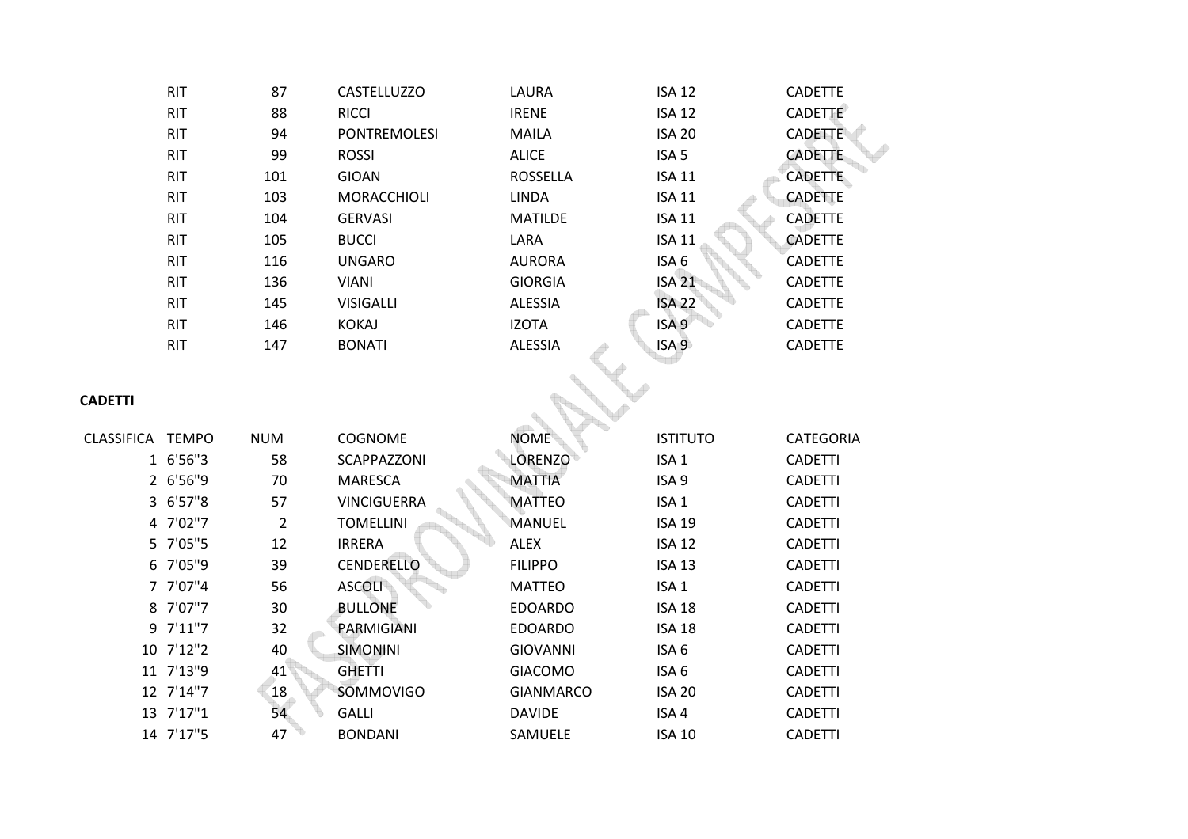| | | | | | |
|---|---|---|---|---|---|
| RIT | 87 | CASTELLUZZO | LAURA | ISA 12 | CADETTE |
| RIT | 88 | RICCI | IRENE | ISA 12 | CADETTE |
| RIT | 94 | PONTREMOLESI | MAILA | ISA 20 | CADETTE |
| RIT | 99 | ROSSI | ALICE | ISA 5 | CADETTE |
| RIT | 101 | GIOAN | ROSSELLA | ISA 11 | CADETTE |
| RIT | 103 | MORACCHIOLI | LINDA | ISA 11 | CADETTE |
| RIT | 104 | GERVASI | MATILDE | ISA 11 | CADETTE |
| RIT | 105 | BUCCI | LARA | ISA 11 | CADETTE |
| RIT | 116 | UNGARO | AURORA | ISA 6 | CADETTE |
| RIT | 136 | VIANI | GIORGIA | ISA 21 | CADETTE |
| RIT | 145 | VISIGALLI | ALESSIA | ISA 22 | CADETTE |
| RIT | 146 | KOKAJ | IZOTA | ISA 9 | CADETTE |
| RIT | 147 | BONATI | ALESSIA | ISA 9 | CADETTE |

**CADETTI**

| CLASSIFICA | TEMPO | NUM | COGNOME | NOME | ISTITUTO | CATEGORIA |
|---|---|---|---|---|---|---|
| 1 | 6'56"3 | 58 | SCAPPAZZONI | LORENZO | ISA 1 | CADETTI |
| 2 | 6'56"9 | 70 | MARESCA | MATTIA | ISA 9 | CADETTI |
| 3 | 6'57"8 | 57 | VINCIGUERRA | MATTEO | ISA 1 | CADETTI |
| 4 | 7'02"7 | 2 | TOMELLINI | MANUEL | ISA 19 | CADETTI |
| 5 | 7'05"5 | 12 | IRRERA | ALEX | ISA 12 | CADETTI |
| 6 | 7'05"9 | 39 | CENDERELLO | FILIPPO | ISA 13 | CADETTI |
| 7 | 7'07"4 | 56 | ASCOLI | MATTEO | ISA 1 | CADETTI |
| 8 | 7'07"7 | 30 | BULLONE | EDOARDO | ISA 18 | CADETTI |
| 9 | 7'11"7 | 32 | PARMIGIANI | EDOARDO | ISA 18 | CADETTI |
| 10 | 7'12"2 | 40 | SIMONINI | GIOVANNI | ISA 6 | CADETTI |
| 11 | 7'13"9 | 41 | GHETTI | GIACOMO | ISA 6 | CADETTI |
| 12 | 7'14"7 | 18 | SOMMOVIGO | GIANMARCO | ISA 20 | CADETTI |
| 13 | 7'17"1 | 54 | GALLI | DAVIDE | ISA 4 | CADETTI |
| 14 | 7'17"5 | 47 | BONDANI | SAMUELE | ISA 10 | CADETTI |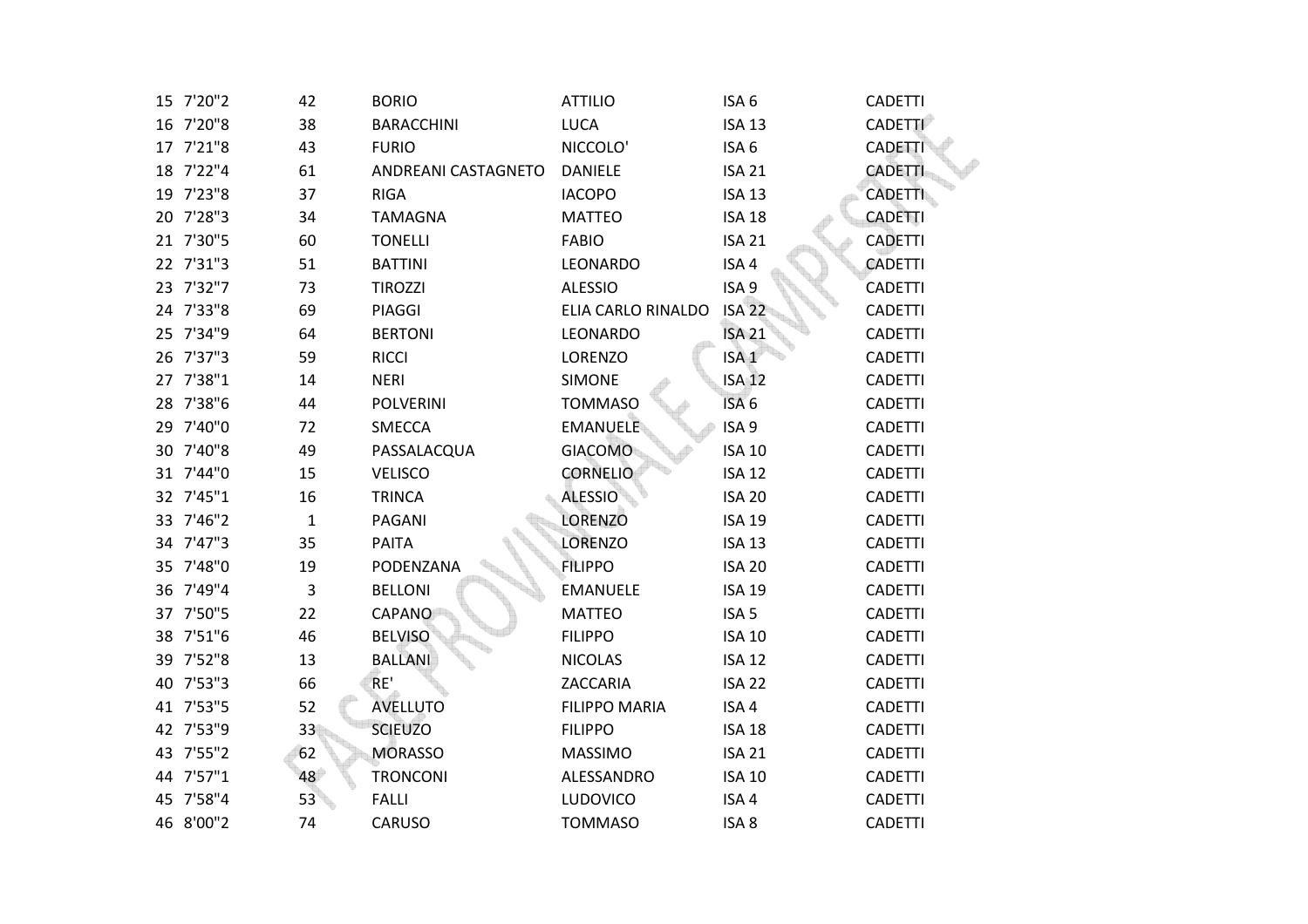| | | | | | | |
|---|---|---|---|---|---|---|
| 15 | 7'20"2 | 42 | BORIO | ATTILIO | ISA 6 | CADETTI |
| 16 | 7'20"8 | 38 | BARACCHINI | LUCA | ISA 13 | CADETTI |
| 17 | 7'21"8 | 43 | FURIO | NICCOLO' | ISA 6 | CADETTI |
| 18 | 7'22"4 | 61 | ANDREANI CASTAGNETO | DANIELE | ISA 21 | CADETTI |
| 19 | 7'23"8 | 37 | RIGA | IACOPO | ISA 13 | CADETTI |
| 20 | 7'28"3 | 34 | TAMAGNA | MATTEO | ISA 18 | CADETTI |
| 21 | 7'30"5 | 60 | TONELLI | FABIO | ISA 21 | CADETTI |
| 22 | 7'31"3 | 51 | BATTINI | LEONARDO | ISA 4 | CADETTI |
| 23 | 7'32"7 | 73 | TIROZZI | ALESSIO | ISA 9 | CADETTI |
| 24 | 7'33"8 | 69 | PIAGGI | ELIA CARLO RINALDO | ISA 22 | CADETTI |
| 25 | 7'34"9 | 64 | BERTONI | LEONARDO | ISA 21 | CADETTI |
| 26 | 7'37"3 | 59 | RICCI | LORENZO | ISA 1 | CADETTI |
| 27 | 7'38"1 | 14 | NERI | SIMONE | ISA 12 | CADETTI |
| 28 | 7'38"6 | 44 | POLVERINI | TOMMASO | ISA 6 | CADETTI |
| 29 | 7'40"0 | 72 | SMECCA | EMANUELE | ISA 9 | CADETTI |
| 30 | 7'40"8 | 49 | PASSALACQUA | GIACOMO | ISA 10 | CADETTI |
| 31 | 7'44"0 | 15 | VELISCO | CORNELIO | ISA 12 | CADETTI |
| 32 | 7'45"1 | 16 | TRINCA | ALESSIO | ISA 20 | CADETTI |
| 33 | 7'46"2 | 1 | PAGANI | LORENZO | ISA 19 | CADETTI |
| 34 | 7'47"3 | 35 | PAITA | LORENZO | ISA 13 | CADETTI |
| 35 | 7'48"0 | 19 | PODENZANA | FILIPPO | ISA 20 | CADETTI |
| 36 | 7'49"4 | 3 | BELLONI | EMANUELE | ISA 19 | CADETTI |
| 37 | 7'50"5 | 22 | CAPANO | MATTEO | ISA 5 | CADETTI |
| 38 | 7'51"6 | 46 | BELVISO | FILIPPO | ISA 10 | CADETTI |
| 39 | 7'52"8 | 13 | BALLANI | NICOLAS | ISA 12 | CADETTI |
| 40 | 7'53"3 | 66 | RE' | ZACCARIA | ISA 22 | CADETTI |
| 41 | 7'53"5 | 52 | AVELLUTO | FILIPPO MARIA | ISA 4 | CADETTI |
| 42 | 7'53"9 | 33 | SCIEUZO | FILIPPO | ISA 18 | CADETTI |
| 43 | 7'55"2 | 62 | MORASSO | MASSIMO | ISA 21 | CADETTI |
| 44 | 7'57"1 | 48 | TRONCONI | ALESSANDRO | ISA 10 | CADETTI |
| 45 | 7'58"4 | 53 | FALLI | LUDOVICO | ISA 4 | CADETTI |
| 46 | 8'00"2 | 74 | CARUSO | TOMMASO | ISA 8 | CADETTI |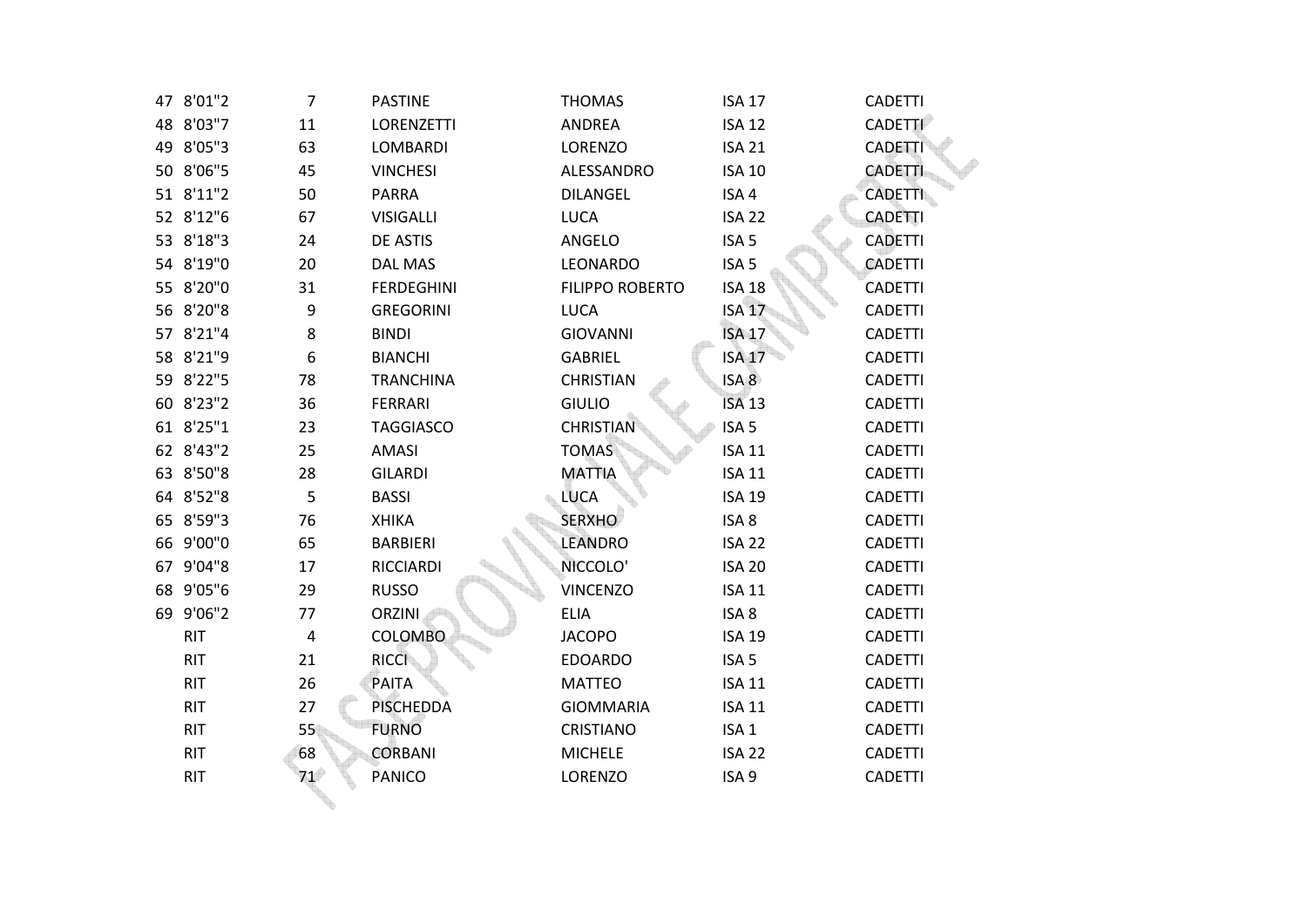| | | | | | | |
|---|---|---|---|---|---|---|
| 47 | 8'01"2 | 7 | PASTINE | THOMAS | ISA 17 | CADETTI |
| 48 | 8'03"7 | 11 | LORENZETTI | ANDREA | ISA 12 | CADETTI |
| 49 | 8'05"3 | 63 | LOMBARDI | LORENZO | ISA 21 | CADETTI |
| 50 | 8'06"5 | 45 | VINCHESI | ALESSANDRO | ISA 10 | CADETTI |
| 51 | 8'11"2 | 50 | PARRA | DILANGEL | ISA 4 | CADETTI |
| 52 | 8'12"6 | 67 | VISIGALLI | LUCA | ISA 22 | CADETTI |
| 53 | 8'18"3 | 24 | DE ASTIS | ANGELO | ISA 5 | CADETTI |
| 54 | 8'19"0 | 20 | DAL MAS | LEONARDO | ISA 5 | CADETTI |
| 55 | 8'20"0 | 31 | FERDEGHINI | FILIPPO ROBERTO | ISA 18 | CADETTI |
| 56 | 8'20"8 | 9 | GREGORINI | LUCA | ISA 17 | CADETTI |
| 57 | 8'21"4 | 8 | BINDI | GIOVANNI | ISA 17 | CADETTI |
| 58 | 8'21"9 | 6 | BIANCHI | GABRIEL | ISA 17 | CADETTI |
| 59 | 8'22"5 | 78 | TRANCHINA | CHRISTIAN | ISA 8 | CADETTI |
| 60 | 8'23"2 | 36 | FERRARI | GIULIO | ISA 13 | CADETTI |
| 61 | 8'25"1 | 23 | TAGGIASCO | CHRISTIAN | ISA 5 | CADETTI |
| 62 | 8'43"2 | 25 | AMASI | TOMAS | ISA 11 | CADETTI |
| 63 | 8'50"8 | 28 | GILARDI | MATTIA | ISA 11 | CADETTI |
| 64 | 8'52"8 | 5 | BASSI | LUCA | ISA 19 | CADETTI |
| 65 | 8'59"3 | 76 | XHIKA | SERXHO | ISA 8 | CADETTI |
| 66 | 9'00"0 | 65 | BARBIERI | LEANDRO | ISA 22 | CADETTI |
| 67 | 9'04"8 | 17 | RICCIARDI | NICCOLO' | ISA 20 | CADETTI |
| 68 | 9'05"6 | 29 | RUSSO | VINCENZO | ISA 11 | CADETTI |
| 69 | 9'06"2 | 77 | ORZINI | ELIA | ISA 8 | CADETTI |
| | RIT | 4 | COLOMBO | JACOPO | ISA 19 | CADETTI |
| | RIT | 21 | RICCI | EDOARDO | ISA 5 | CADETTI |
| | RIT | 26 | PAITA | MATTEO | ISA 11 | CADETTI |
| | RIT | 27 | PISCHEDDA | GIOMMARIA | ISA 11 | CADETTI |
| | RIT | 55 | FURNO | CRISTIANO | ISA 1 | CADETTI |
| | RIT | 68 | CORBANI | MICHELE | ISA 22 | CADETTI |
| | RIT | 71 | PANICO | LORENZO | ISA 9 | CADETTI |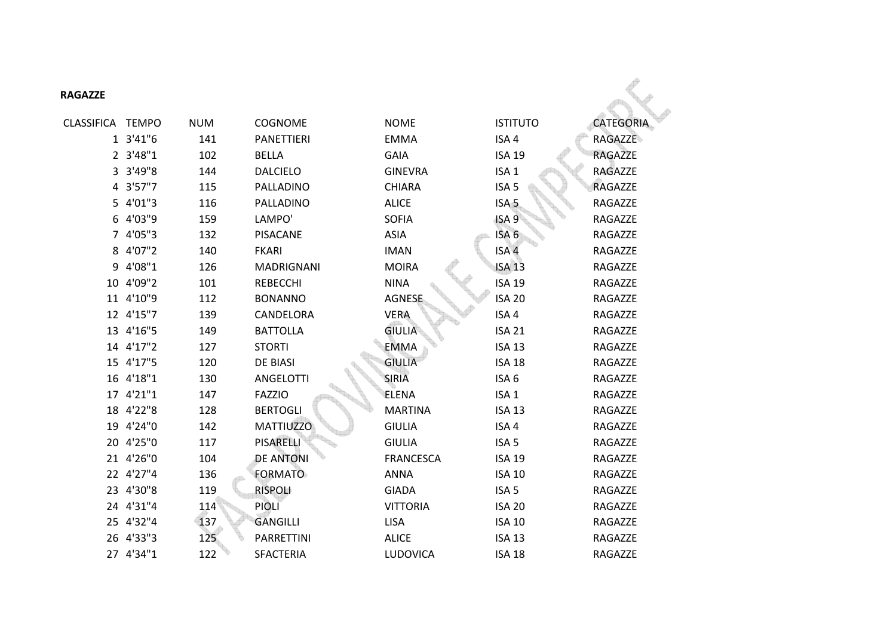**RAGAZZE**

| CLASSIFICA | TEMPO | NUM | COGNOME | NOME | ISTITUTO | CATEGORIA |
|---|---|---|---|---|---|---|
| 1 | 3'41"6 | 141 | PANETTIERI | EMMA | ISA 4 | RAGAZZE |
| 2 | 3'48"1 | 102 | BELLA | GAIA | ISA 19 | RAGAZZE |
| 3 | 3'49"8 | 144 | DALCIELO | GINEVRA | ISA 1 | RAGAZZE |
| 4 | 3'57"7 | 115 | PALLADINO | CHIARA | ISA 5 | RAGAZZE |
| 5 | 4'01"3 | 116 | PALLADINO | ALICE | ISA 5 | RAGAZZE |
| 6 | 4'03"9 | 159 | LAMPO' | SOFIA | ISA 9 | RAGAZZE |
| 7 | 4'05"3 | 132 | PISACANE | ASIA | ISA 6 | RAGAZZE |
| 8 | 4'07"2 | 140 | FKARI | IMAN | ISA 4 | RAGAZZE |
| 9 | 4'08"1 | 126 | MADRIGNANI | MOIRA | ISA 13 | RAGAZZE |
| 10 | 4'09"2 | 101 | REBECCHI | NINA | ISA 19 | RAGAZZE |
| 11 | 4'10"9 | 112 | BONANNO | AGNESE | ISA 20 | RAGAZZE |
| 12 | 4'15"7 | 139 | CANDELORA | VERA | ISA 4 | RAGAZZE |
| 13 | 4'16"5 | 149 | BATTOLLA | GIULIA | ISA 21 | RAGAZZE |
| 14 | 4'17"2 | 127 | STORTI | EMMA | ISA 13 | RAGAZZE |
| 15 | 4'17"5 | 120 | DE BIASI | GIULIA | ISA 18 | RAGAZZE |
| 16 | 4'18"1 | 130 | ANGELOTTI | SIRIA | ISA 6 | RAGAZZE |
| 17 | 4'21"1 | 147 | FAZZIO | ELENA | ISA 1 | RAGAZZE |
| 18 | 4'22"8 | 128 | BERTOGLI | MARTINA | ISA 13 | RAGAZZE |
| 19 | 4'24"0 | 142 | MATTIUZZO | GIULIA | ISA 4 | RAGAZZE |
| 20 | 4'25"0 | 117 | PISARELLI | GIULIA | ISA 5 | RAGAZZE |
| 21 | 4'26"0 | 104 | DE ANTONI | FRANCESCA | ISA 19 | RAGAZZE |
| 22 | 4'27"4 | 136 | FORMATO | ANNA | ISA 10 | RAGAZZE |
| 23 | 4'30"8 | 119 | RISPOLI | GIADA | ISA 5 | RAGAZZE |
| 24 | 4'31"4 | 114 | PIOLI | VITTORIA | ISA 20 | RAGAZZE |
| 25 | 4'32"4 | 137 | GANGILLI | LISA | ISA 10 | RAGAZZE |
| 26 | 4'33"3 | 125 | PARRETTINI | ALICE | ISA 13 | RAGAZZE |
| 27 | 4'34"1 | 122 | SFACTERIA | LUDOVICA | ISA 18 | RAGAZZE |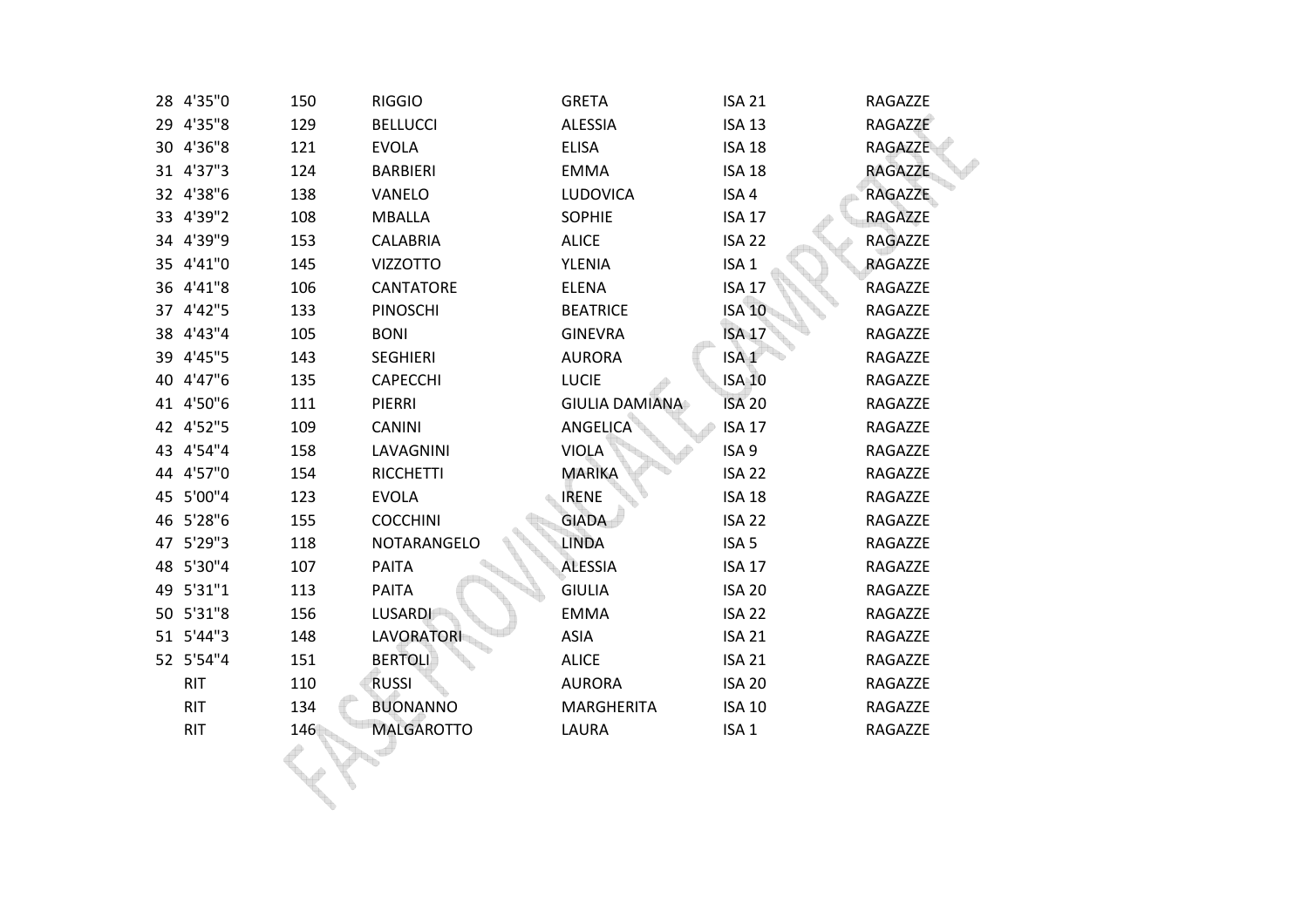| | | | | | | |
|---|---|---|---|---|---|---|
| 28 | 4'35"0 | 150 | RIGGIO | GRETA | ISA 21 | RAGAZZE |
| 29 | 4'35"8 | 129 | BELLUCCI | ALESSIA | ISA 13 | RAGAZZE |
| 30 | 4'36"8 | 121 | EVOLA | ELISA | ISA 18 | RAGAZZE |
| 31 | 4'37"3 | 124 | BARBIERI | EMMA | ISA 18 | RAGAZZE |
| 32 | 4'38"6 | 138 | VANELO | LUDOVICA | ISA 4 | RAGAZZE |
| 33 | 4'39"2 | 108 | MBALLA | SOPHIE | ISA 17 | RAGAZZE |
| 34 | 4'39"9 | 153 | CALABRIA | ALICE | ISA 22 | RAGAZZE |
| 35 | 4'41"0 | 145 | VIZZOTTO | YLENIA | ISA 1 | RAGAZZE |
| 36 | 4'41"8 | 106 | CANTATORE | ELENA | ISA 17 | RAGAZZE |
| 37 | 4'42"5 | 133 | PINOSCHI | BEATRICE | ISA 10 | RAGAZZE |
| 38 | 4'43"4 | 105 | BONI | GINEVRA | ISA 17 | RAGAZZE |
| 39 | 4'45"5 | 143 | SEGHIERI | AURORA | ISA 1 | RAGAZZE |
| 40 | 4'47"6 | 135 | CAPECCHI | LUCIE | ISA 10 | RAGAZZE |
| 41 | 4'50"6 | 111 | PIERRI | GIULIA DAMIANA | ISA 20 | RAGAZZE |
| 42 | 4'52"5 | 109 | CANINI | ANGELICA | ISA 17 | RAGAZZE |
| 43 | 4'54"4 | 158 | LAVAGNINI | VIOLA | ISA 9 | RAGAZZE |
| 44 | 4'57"0 | 154 | RICCHETTI | MARIKA | ISA 22 | RAGAZZE |
| 45 | 5'00"4 | 123 | EVOLA | IRENE | ISA 18 | RAGAZZE |
| 46 | 5'28"6 | 155 | COCCHINI | GIADA | ISA 22 | RAGAZZE |
| 47 | 5'29"3 | 118 | NOTARANGELO | LINDA | ISA 5 | RAGAZZE |
| 48 | 5'30"4 | 107 | PAITA | ALESSIA | ISA 17 | RAGAZZE |
| 49 | 5'31"1 | 113 | PAITA | GIULIA | ISA 20 | RAGAZZE |
| 50 | 5'31"8 | 156 | LUSARDI | EMMA | ISA 22 | RAGAZZE |
| 51 | 5'44"3 | 148 | LAVORATORI | ASIA | ISA 21 | RAGAZZE |
| 52 | 5'54"4 | 151 | BERTOLI | ALICE | ISA 21 | RAGAZZE |
| | RIT | 110 | RUSSI | AURORA | ISA 20 | RAGAZZE |
| | RIT | 134 | BUONANNO | MARGHERITA | ISA 10 | RAGAZZE |
| | RIT | 146 | MALGAROTTO | LAURA | ISA 1 | RAGAZZE |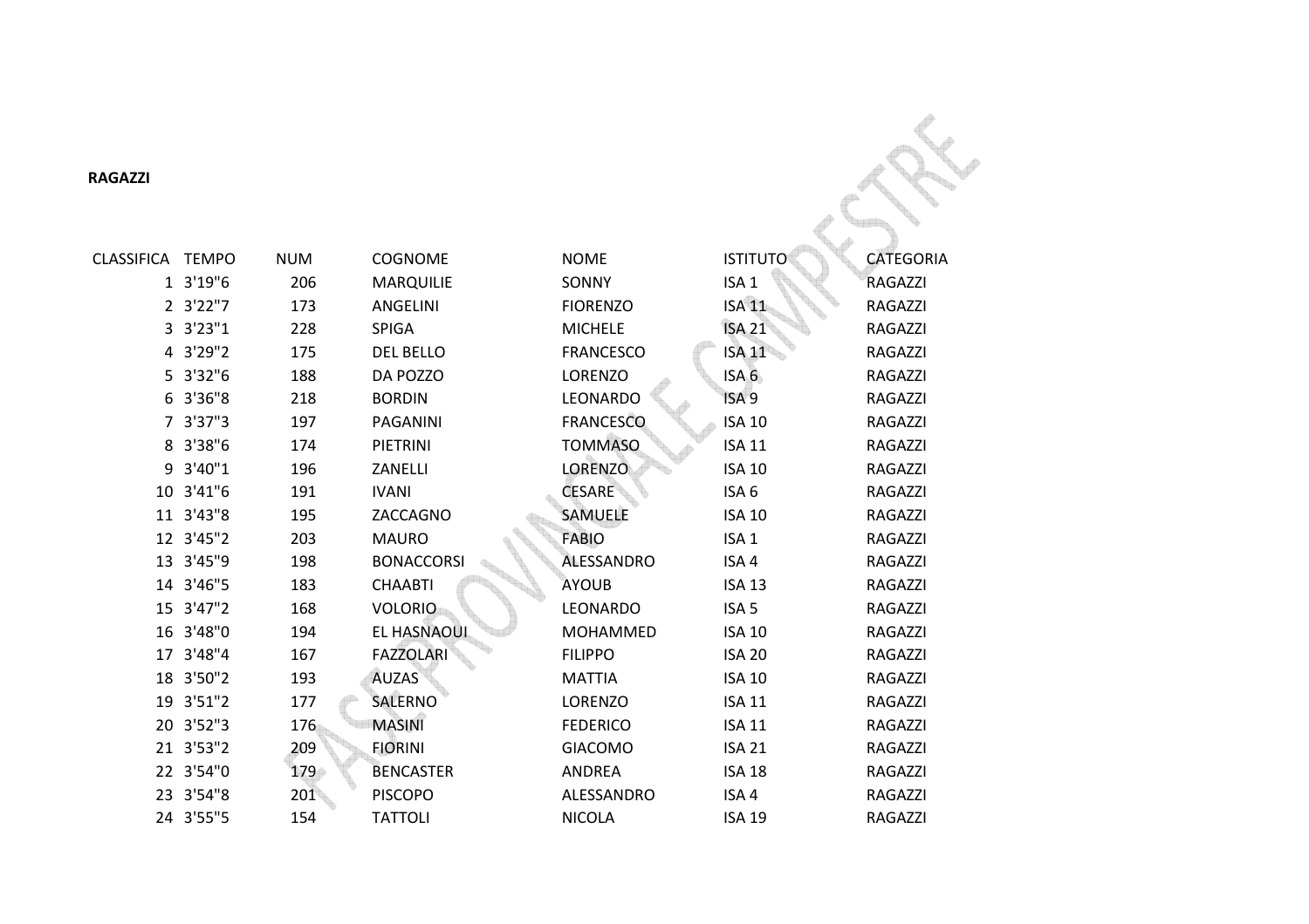**RAGAZZI**

| CLASSIFICA | TEMPO | NUM | COGNOME | NOME | ISTITUTO | CATEGORIA |
|---|---|---|---|---|---|---|
| 1 | 3'19"6 | 206 | MARQUILIE | SONNY | ISA 1 | RAGAZZI |
| 2 | 3'22"7 | 173 | ANGELINI | FIORENZO | ISA 11 | RAGAZZI |
| 3 | 3'23"1 | 228 | SPIGA | MICHELE | ISA 21 | RAGAZZI |
| 4 | 3'29"2 | 175 | DEL BELLO | FRANCESCO | ISA 11 | RAGAZZI |
| 5 | 3'32"6 | 188 | DA POZZO | LORENZO | ISA 6 | RAGAZZI |
| 6 | 3'36"8 | 218 | BORDIN | LEONARDO | ISA 9 | RAGAZZI |
| 7 | 3'37"3 | 197 | PAGANINI | FRANCESCO | ISA 10 | RAGAZZI |
| 8 | 3'38"6 | 174 | PIETRINI | TOMMASO | ISA 11 | RAGAZZI |
| 9 | 3'40"1 | 196 | ZANELLI | LORENZO | ISA 10 | RAGAZZI |
| 10 | 3'41"6 | 191 | IVANI | CESARE | ISA 6 | RAGAZZI |
| 11 | 3'43"8 | 195 | ZACCAGNO | SAMUELE | ISA 10 | RAGAZZI |
| 12 | 3'45"2 | 203 | MAURO | FABIO | ISA 1 | RAGAZZI |
| 13 | 3'45"9 | 198 | BONACCORSI | ALESSANDRO | ISA 4 | RAGAZZI |
| 14 | 3'46"5 | 183 | CHAABTI | AYOUB | ISA 13 | RAGAZZI |
| 15 | 3'47"2 | 168 | VOLORIO | LEONARDO | ISA 5 | RAGAZZI |
| 16 | 3'48"0 | 194 | EL HASNAOUI | MOHAMMED | ISA 10 | RAGAZZI |
| 17 | 3'48"4 | 167 | FAZZOLARI | FILIPPO | ISA 20 | RAGAZZI |
| 18 | 3'50"2 | 193 | AUZAS | MATTIA | ISA 10 | RAGAZZI |
| 19 | 3'51"2 | 177 | SALERNO | LORENZO | ISA 11 | RAGAZZI |
| 20 | 3'52"3 | 176 | MASINI | FEDERICO | ISA 11 | RAGAZZI |
| 21 | 3'53"2 | 209 | FIORINI | GIACOMO | ISA 21 | RAGAZZI |
| 22 | 3'54"0 | 179 | BENCASTER | ANDREA | ISA 18 | RAGAZZI |
| 23 | 3'54"8 | 201 | PISCOPO | ALESSANDRO | ISA 4 | RAGAZZI |
| 24 | 3'55"5 | 154 | TATTOLI | NICOLA | ISA 19 | RAGAZZI |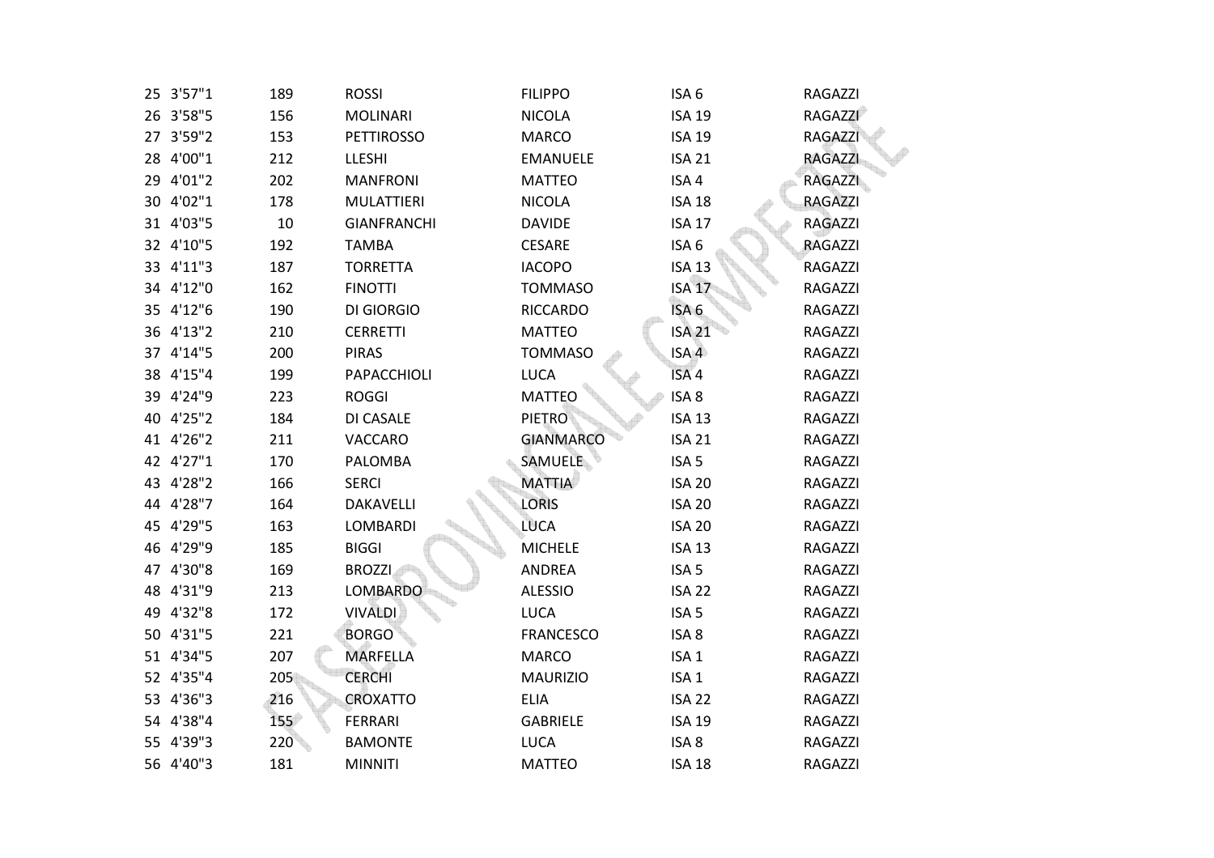| | | | | | | |
|---|---|---|---|---|---|---|
| 25 | 3'57"1 | 189 | ROSSI | FILIPPO | ISA 6 | RAGAZZI |
| 26 | 3'58"5 | 156 | MOLINARI | NICOLA | ISA 19 | RAGAZZI |
| 27 | 3'59"2 | 153 | PETTIROSSO | MARCO | ISA 19 | RAGAZZI |
| 28 | 4'00"1 | 212 | LLESHI | EMANUELE | ISA 21 | RAGAZZI |
| 29 | 4'01"2 | 202 | MANFRONI | MATTEO | ISA 4 | RAGAZZI |
| 30 | 4'02"1 | 178 | MULATTIERI | NICOLA | ISA 18 | RAGAZZI |
| 31 | 4'03"5 | 10 | GIANFRANCHI | DAVIDE | ISA 17 | RAGAZZI |
| 32 | 4'10"5 | 192 | TAMBA | CESARE | ISA 6 | RAGAZZI |
| 33 | 4'11"3 | 187 | TORRETTA | IACOPO | ISA 13 | RAGAZZI |
| 34 | 4'12"0 | 162 | FINOTTI | TOMMASO | ISA 17 | RAGAZZI |
| 35 | 4'12"6 | 190 | DI GIORGIO | RICCARDO | ISA 6 | RAGAZZI |
| 36 | 4'13"2 | 210 | CERRETTI | MATTEO | ISA 21 | RAGAZZI |
| 37 | 4'14"5 | 200 | PIRAS | TOMMASO | ISA 4 | RAGAZZI |
| 38 | 4'15"4 | 199 | PAPACCHIOLI | LUCA | ISA 4 | RAGAZZI |
| 39 | 4'24"9 | 223 | ROGGI | MATTEO | ISA 8 | RAGAZZI |
| 40 | 4'25"2 | 184 | DI CASALE | PIETRO | ISA 13 | RAGAZZI |
| 41 | 4'26"2 | 211 | VACCARO | GIANMARCO | ISA 21 | RAGAZZI |
| 42 | 4'27"1 | 170 | PALOMBA | SAMUELE | ISA 5 | RAGAZZI |
| 43 | 4'28"2 | 166 | SERCI | MATTIA | ISA 20 | RAGAZZI |
| 44 | 4'28"7 | 164 | DAKAVELLI | LORIS | ISA 20 | RAGAZZI |
| 45 | 4'29"5 | 163 | LOMBARDI | LUCA | ISA 20 | RAGAZZI |
| 46 | 4'29"9 | 185 | BIGGI | MICHELE | ISA 13 | RAGAZZI |
| 47 | 4'30"8 | 169 | BROZZI | ANDREA | ISA 5 | RAGAZZI |
| 48 | 4'31"9 | 213 | LOMBARDO | ALESSIO | ISA 22 | RAGAZZI |
| 49 | 4'32"8 | 172 | VIVALDI | LUCA | ISA 5 | RAGAZZI |
| 50 | 4'31"5 | 221 | BORGO | FRANCESCO | ISA 8 | RAGAZZI |
| 51 | 4'34"5 | 207 | MARFELLA | MARCO | ISA 1 | RAGAZZI |
| 52 | 4'35"4 | 205 | CERCHI | MAURIZIO | ISA 1 | RAGAZZI |
| 53 | 4'36"3 | 216 | CROXATTO | ELIA | ISA 22 | RAGAZZI |
| 54 | 4'38"4 | 155 | FERRARI | GABRIELE | ISA 19 | RAGAZZI |
| 55 | 4'39"3 | 220 | BAMONTE | LUCA | ISA 8 | RAGAZZI |
| 56 | 4'40"3 | 181 | MINNITI | MATTEO | ISA 18 | RAGAZZI |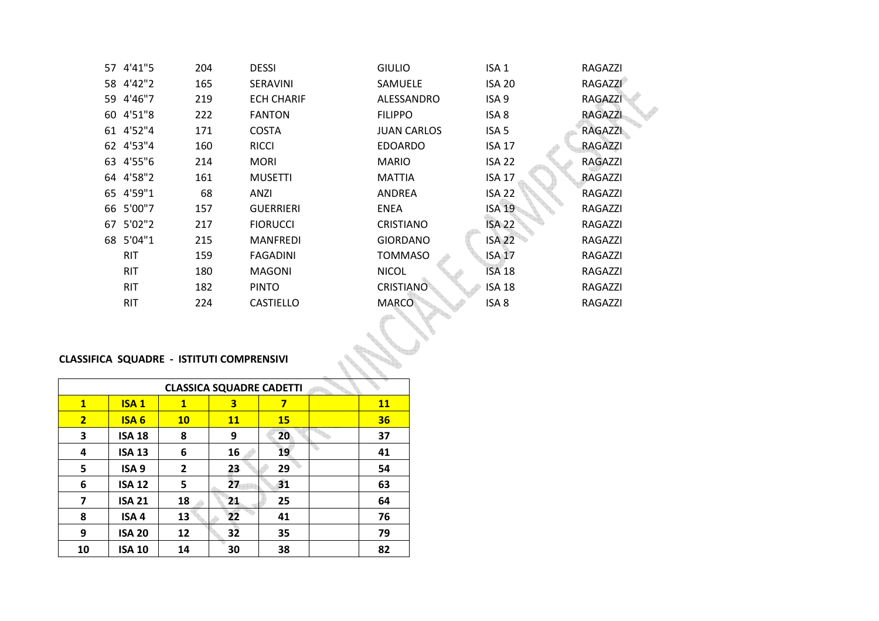| | | | | | | |
|---|---|---|---|---|---|---|
| 57 | 4'41"5 | 204 | DESSI | GIULIO | ISA 1 | RAGAZZI |
| 58 | 4'42"2 | 165 | SERAVINI | SAMUELE | ISA 20 | RAGAZZI |
| 59 | 4'46"7 | 219 | ECH CHARIF | ALESSANDRO | ISA 9 | RAGAZZI |
| 60 | 4'51"8 | 222 | FANTON | FILIPPO | ISA 8 | RAGAZZI |
| 61 | 4'52"4 | 171 | COSTA | JUAN CARLOS | ISA 5 | RAGAZZI |
| 62 | 4'53"4 | 160 | RICCI | EDOARDO | ISA 17 | RAGAZZI |
| 63 | 4'55"6 | 214 | MORI | MARIO | ISA 22 | RAGAZZI |
| 64 | 4'58"2 | 161 | MUSETTI | MATTIA | ISA 17 | RAGAZZI |
| 65 | 4'59"1 | 68 | ANZI | ANDREA | ISA 22 | RAGAZZI |
| 66 | 5'00"7 | 157 | GUERRIERI | ENEA | ISA 19 | RAGAZZI |
| 67 | 5'02"2 | 217 | FIORUCCI | CRISTIANO | ISA 22 | RAGAZZI |
| 68 | 5'04"1 | 215 | MANFREDI | GIORDANO | ISA 22 | RAGAZZI |
| | RIT | 159 | FAGADINI | TOMMASO | ISA 17 | RAGAZZI |
| | RIT | 180 | MAGONI | NICOL | ISA 18 | RAGAZZI |
| | RIT | 182 | PINTO | CRISTIANO | ISA 18 | RAGAZZI |
| | RIT | 224 | CASTIELLO | MARCO | ISA 8 | RAGAZZI |

**CLASSIFICA SQUADRE - ISTITUTI COMPRENSIVI**

| CLASSICA SQUADRE CADETTI | | | | | | |
|---|---|---|---|---|---|---|
| **1** | **ISA 1** | **1** | **3** | **7** | | **11** |
| **2** | **ISA 6** | **10** | **11** | **15** | | **36** |
| **3** | **ISA 18** | **8** | **9** | **20** | | **37** |
| **4** | **ISA 13** | **6** | **16** | **19** | | **41** |
| **5** | **ISA 9** | **2** | **23** | **29** | | **54** |
| **6** | **ISA 12** | **5** | **27** | **31** | | **63** |
| **7** | **ISA 21** | **18** | **21** | **25** | | **64** |
| **8** | **ISA 4** | **13** | **22** | **41** | | **76** |
| **9** | **ISA 20** | **12** | **32** | **35** | | **79** |
| **10** | **ISA 10** | **14** | **30** | **38** | | **82** |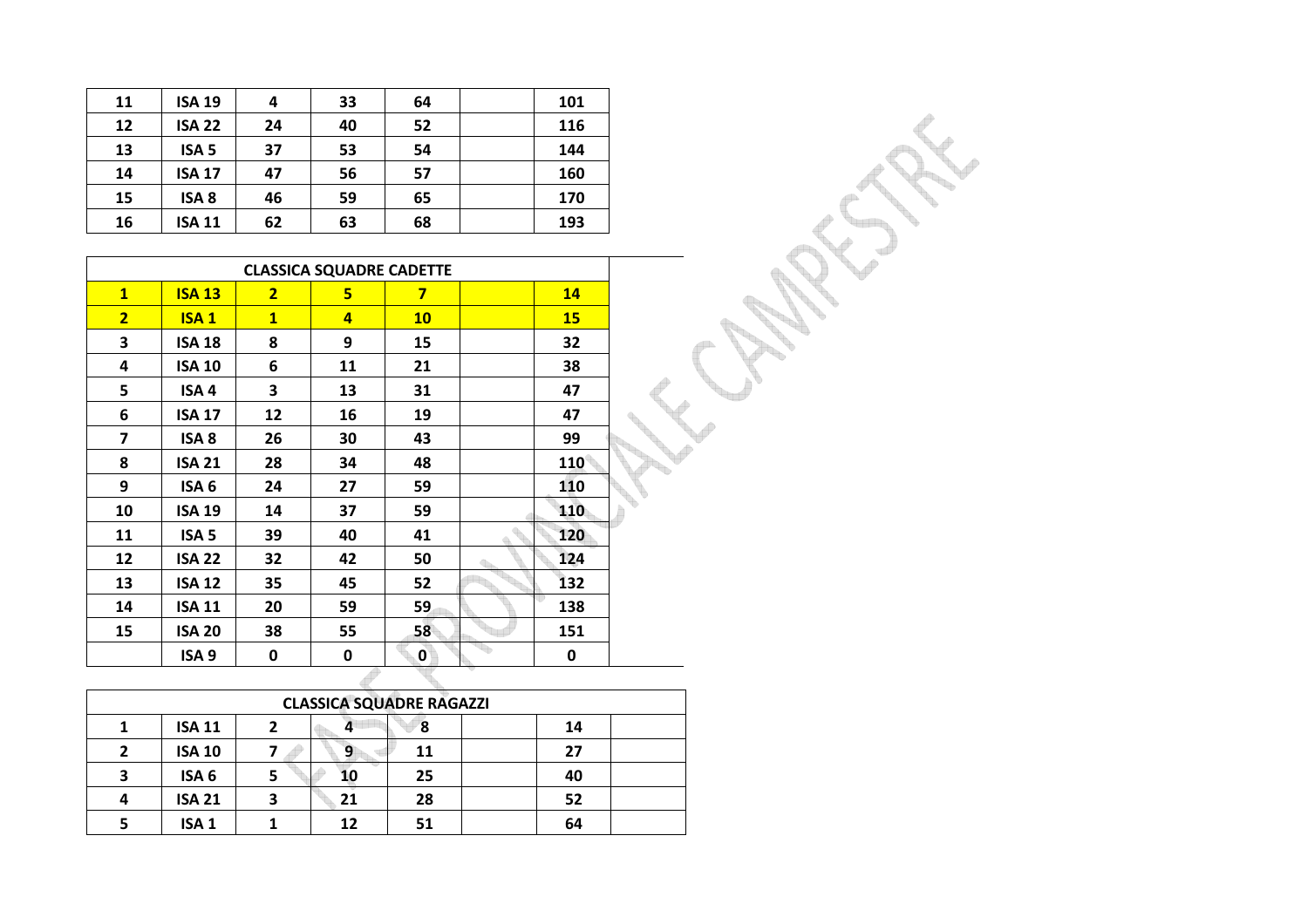| 11 | ISA 19 | 4 | 33 | 64 | | 101 |
|---|---|---|---|---|---|---|
| 12 | ISA 22 | 24 | 40 | 52 | | 116 |
| 13 | ISA 5 | 37 | 53 | 54 | | 144 |
| 14 | ISA 17 | 47 | 56 | 57 | | 160 |
| 15 | ISA 8 | 46 | 59 | 65 | | 170 |
| 16 | ISA 11 | 62 | 63 | 68 | | 193 |

| CLASSICA SQUADRE CADETTE | | | | | | |
|---|---|---|---|---|---|---|
| 1 | ISA 13 | 2 | 5 | 7 | | 14 |
| 2 | ISA 1 | 1 | 4 | 10 | | 15 |
| 3 | ISA 18 | 8 | 9 | 15 | | 32 |
| 4 | ISA 10 | 6 | 11 | 21 | | 38 |
| 5 | ISA 4 | 3 | 13 | 31 | | 47 |
| 6 | ISA 17 | 12 | 16 | 19 | | 47 |
| 7 | ISA 8 | 26 | 30 | 43 | | 99 |
| 8 | ISA 21 | 28 | 34 | 48 | | 110 |
| 9 | ISA 6 | 24 | 27 | 59 | | 110 |
| 10 | ISA 19 | 14 | 37 | 59 | | 110 |
| 11 | ISA 5 | 39 | 40 | 41 | | 120 |
| 12 | ISA 22 | 32 | 42 | 50 | | 124 |
| 13 | ISA 12 | 35 | 45 | 52 | | 132 |
| 14 | ISA 11 | 20 | 59 | 59 | | 138 |
| 15 | ISA 20 | 38 | 55 | 58 | | 151 |
| | ISA 9 | 0 | 0 | 0 | | 0 |

| CLASSICA SQUADRE RAGAZZI | | | | | | | |
|---|---|---|---|---|---|---|---|
| 1 | ISA 11 | 2 | 4 | 8 | | 14 | |
| 2 | ISA 10 | 7 | 9 | 11 | | 27 | |
| 3 | ISA 6 | 5 | 10 | 25 | | 40 | |
| 4 | ISA 21 | 3 | 21 | 28 | | 52 | |
| 5 | ISA 1 | 1 | 12 | 51 | | 64 | |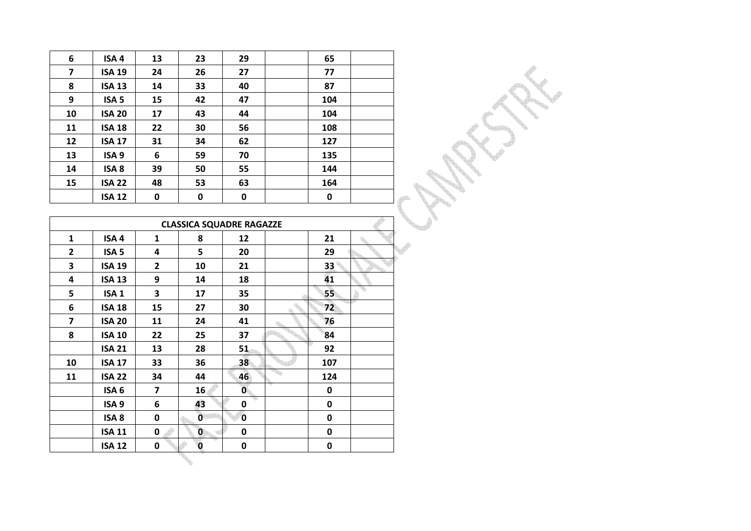| | | | | | | | |
|---|---|---|---|---|---|---|---|
| 6 | ISA 4 | 13 | 23 | 29 | | 65 | |
| 7 | ISA 19 | 24 | 26 | 27 | | 77 | |
| 8 | ISA 13 | 14 | 33 | 40 | | 87 | |
| 9 | ISA 5 | 15 | 42 | 47 | | 104 | |
| 10 | ISA 20 | 17 | 43 | 44 | | 104 | |
| 11 | ISA 18 | 22 | 30 | 56 | | 108 | |
| 12 | ISA 17 | 31 | 34 | 62 | | 127 | |
| 13 | ISA 9 | 6 | 59 | 70 | | 135 | |
| 14 | ISA 8 | 39 | 50 | 55 | | 144 | |
| 15 | ISA 22 | 48 | 53 | 63 | | 164 | |
| | ISA 12 | 0 | 0 | 0 | | 0 | |

| CLASSICA SQUADRE RAGAZZE | | | | | | | |
|---|---|---|---|---|---|---|---|
| 1 | ISA 4 | 1 | 8 | 12 | | 21 | |
| 2 | ISA 5 | 4 | 5 | 20 | | 29 | |
| 3 | ISA 19 | 2 | 10 | 21 | | 33 | |
| 4 | ISA 13 | 9 | 14 | 18 | | 41 | |
| 5 | ISA 1 | 3 | 17 | 35 | | 55 | |
| 6 | ISA 18 | 15 | 27 | 30 | | 72 | |
| 7 | ISA 20 | 11 | 24 | 41 | | 76 | |
| 8 | ISA 10 | 22 | 25 | 37 | | 84 | |
| | ISA 21 | 13 | 28 | 51 | | 92 | |
| 10 | ISA 17 | 33 | 36 | 38 | | 107 | |
| 11 | ISA 22 | 34 | 44 | 46 | | 124 | |
| | ISA 6 | 7 | 16 | 0 | | 0 | |
| | ISA 9 | 6 | 43 | 0 | | 0 | |
| | ISA 8 | 0 | 0 | 0 | | 0 | |
| | ISA 11 | 0 | 0 | 0 | | 0 | |
| | ISA 12 | 0 | 0 | 0 | | 0 | |